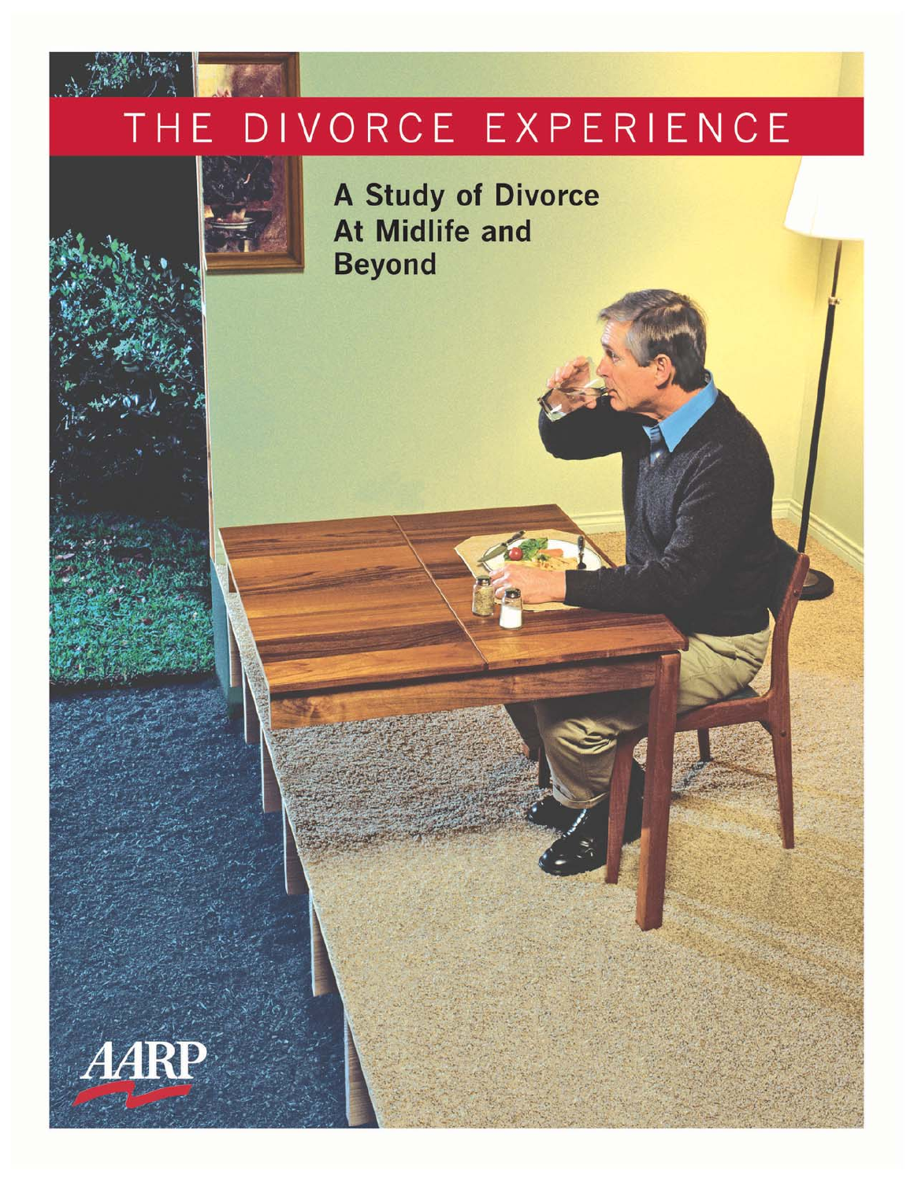# THE DIVORCE EXPERIENCE

## A Study of Divorce At Midlife and Beyond

AARP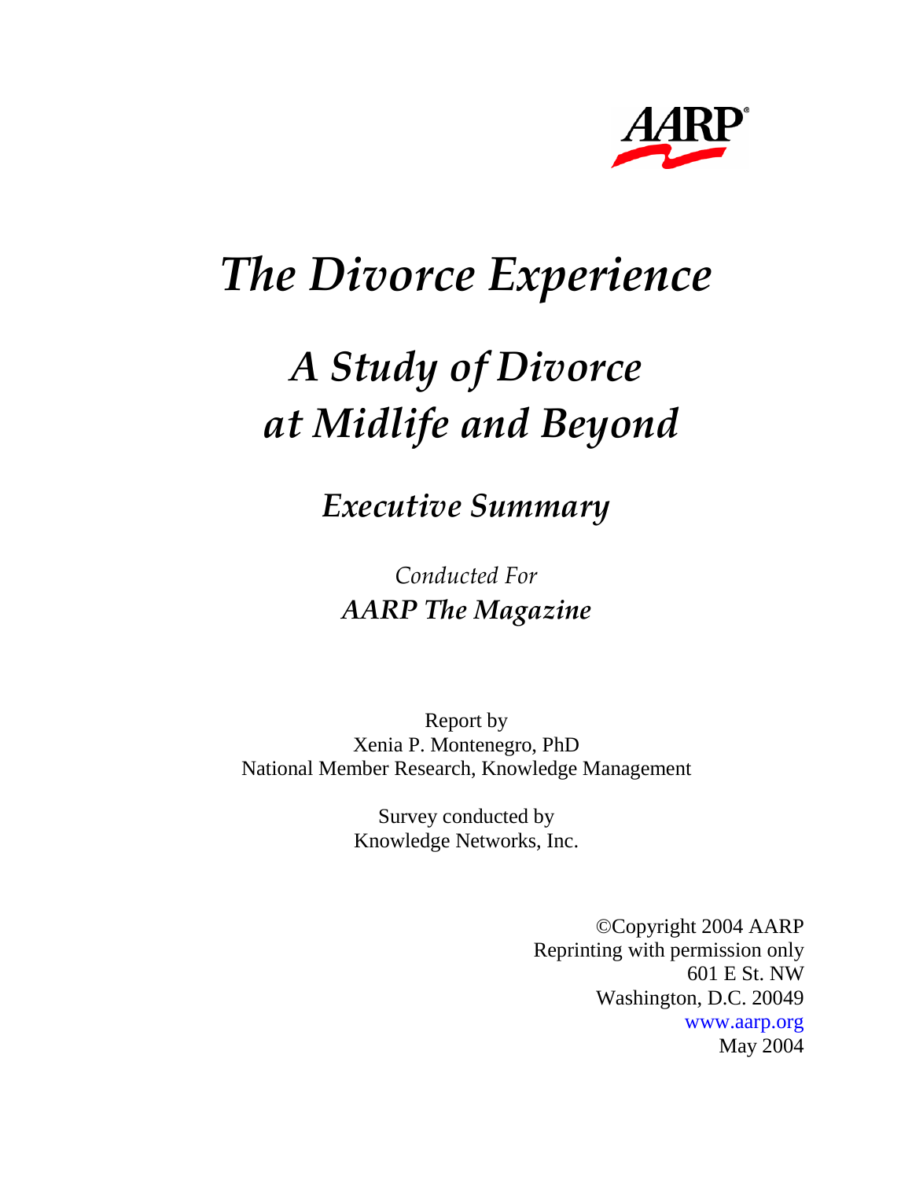# The Divorce Experience

## A Study of Divorce at Midlife and Beyond

### Executive Summary

*Conducted For*
***AARP The Magazine***

Report by
Xenia P. Montenegro, PhD
National Member Research, Knowledge Management

Survey conducted by
Knowledge Networks, Inc.

©Copyright 2004 AARP
Reprinting with permission only
601 E St. NW
Washington, D.C. 20049
www.aarp.org
May 2004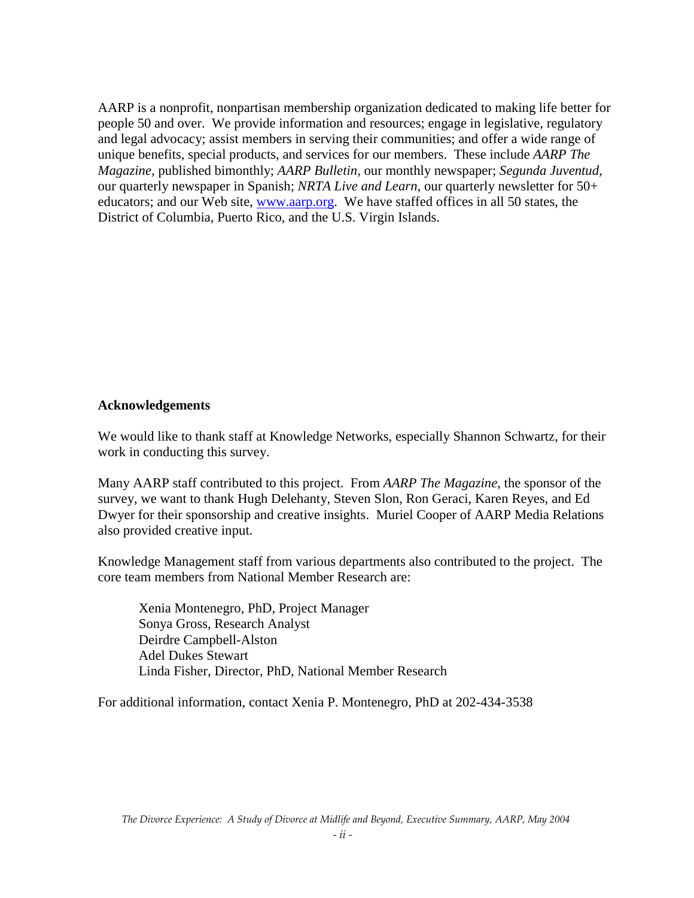AARP is a nonprofit, nonpartisan membership organization dedicated to making life better for people 50 and over. We provide information and resources; engage in legislative, regulatory and legal advocacy; assist members in serving their communities; and offer a wide range of unique benefits, special products, and services for our members. These include *AARP The Magazine*, published bimonthly; *AARP Bulletin*, our monthly newspaper; *Segunda Juventud*, our quarterly newspaper in Spanish; *NRTA Live and Learn*, our quarterly newsletter for 50+ educators; and our Web site, [www.aarp.org](http://www.aarp.org). We have staffed offices in all 50 states, the District of Columbia, Puerto Rico, and the U.S. Virgin Islands.

**Acknowledgements**

We would like to thank staff at Knowledge Networks, especially Shannon Schwartz, for their work in conducting this survey.

Many AARP staff contributed to this project. From *AARP The Magazine*, the sponsor of the survey, we want to thank Hugh Delehanty, Steven Slon, Ron Geraci, Karen Reyes, and Ed Dwyer for their sponsorship and creative insights. Muriel Cooper of AARP Media Relations also provided creative input.

Knowledge Management staff from various departments also contributed to the project. The core team members from National Member Research are:

Xenia Montenegro, PhD, Project Manager
Sonya Gross, Research Analyst
Deirdre Campbell-Alston
Adel Dukes Stewart
Linda Fisher, Director, PhD, National Member Research

For additional information, contact Xenia P. Montenegro, PhD at 202-434-3538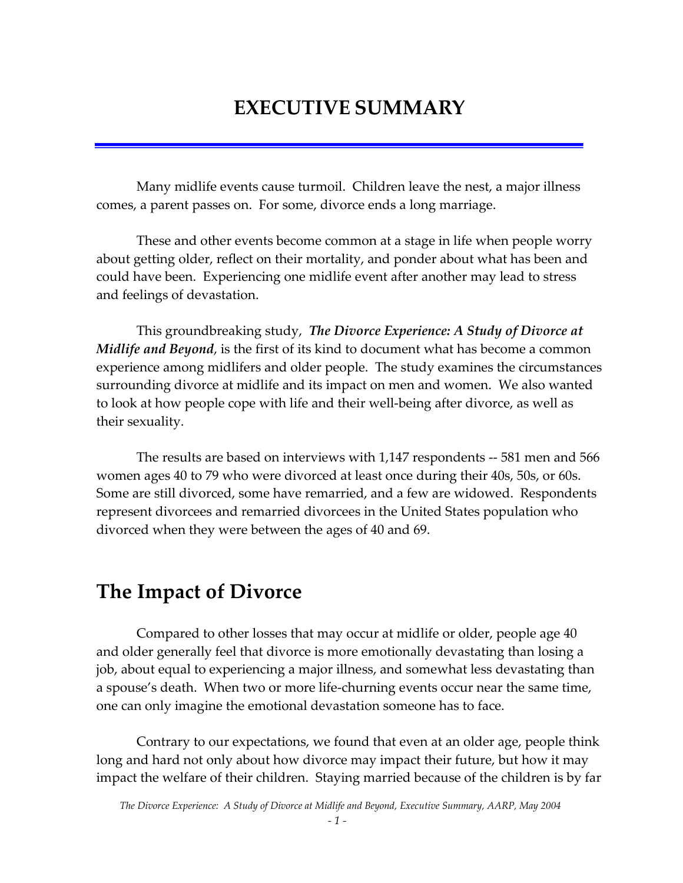# EXECUTIVE SUMMARY

Many midlife events cause turmoil. Children leave the nest, a major illness comes, a parent passes on. For some, divorce ends a long marriage.

These and other events become common at a stage in life when people worry about getting older, reflect on their mortality, and ponder about what has been and could have been. Experiencing one midlife event after another may lead to stress and feelings of devastation.

This groundbreaking study, ***The Divorce Experience: A Study of Divorce at Midlife and Beyond***, is the first of its kind to document what has become a common experience among midlifers and older people. The study examines the circumstances surrounding divorce at midlife and its impact on men and women. We also wanted to look at how people cope with life and their well-being after divorce, as well as their sexuality.

The results are based on interviews with 1,147 respondents -- 581 men and 566 women ages 40 to 79 who were divorced at least once during their 40s, 50s, or 60s. Some are still divorced, some have remarried, and a few are widowed. Respondents represent divorcees and remarried divorcees in the United States population who divorced when they were between the ages of 40 and 69.

## The Impact of Divorce

Compared to other losses that may occur at midlife or older, people age 40 and older generally feel that divorce is more emotionally devastating than losing a job, about equal to experiencing a major illness, and somewhat less devastating than a spouse's death. When two or more life-churning events occur near the same time, one can only imagine the emotional devastation someone has to face.

Contrary to our expectations, we found that even at an older age, people think long and hard not only about how divorce may impact their future, but how it may impact the welfare of their children. Staying married because of the children is by far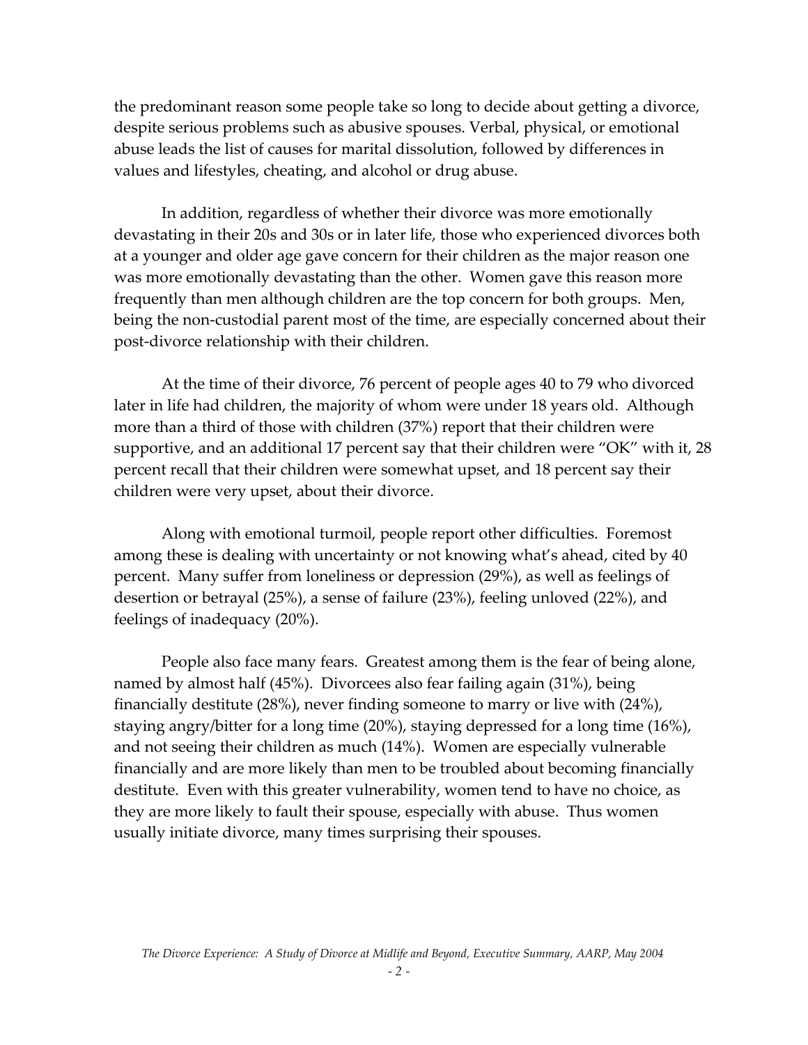the predominant reason some people take so long to decide about getting a divorce, despite serious problems such as abusive spouses. Verbal, physical, or emotional abuse leads the list of causes for marital dissolution, followed by differences in values and lifestyles, cheating, and alcohol or drug abuse.

In addition, regardless of whether their divorce was more emotionally devastating in their 20s and 30s or in later life, those who experienced divorces both at a younger and older age gave concern for their children as the major reason one was more emotionally devastating than the other. Women gave this reason more frequently than men although children are the top concern for both groups. Men, being the non-custodial parent most of the time, are especially concerned about their post-divorce relationship with their children.

At the time of their divorce, 76 percent of people ages 40 to 79 who divorced later in life had children, the majority of whom were under 18 years old. Although more than a third of those with children (37%) report that their children were supportive, and an additional 17 percent say that their children were "OK" with it, 28 percent recall that their children were somewhat upset, and 18 percent say their children were very upset, about their divorce.

Along with emotional turmoil, people report other difficulties. Foremost among these is dealing with uncertainty or not knowing what's ahead, cited by 40 percent. Many suffer from loneliness or depression (29%), as well as feelings of desertion or betrayal (25%), a sense of failure (23%), feeling unloved (22%), and feelings of inadequacy (20%).

People also face many fears. Greatest among them is the fear of being alone, named by almost half (45%). Divorcees also fear failing again (31%), being financially destitute (28%), never finding someone to marry or live with (24%), staying angry/bitter for a long time (20%), staying depressed for a long time (16%), and not seeing their children as much (14%). Women are especially vulnerable financially and are more likely than men to be troubled about becoming financially destitute. Even with this greater vulnerability, women tend to have no choice, as they are more likely to fault their spouse, especially with abuse. Thus women usually initiate divorce, many times surprising their spouses.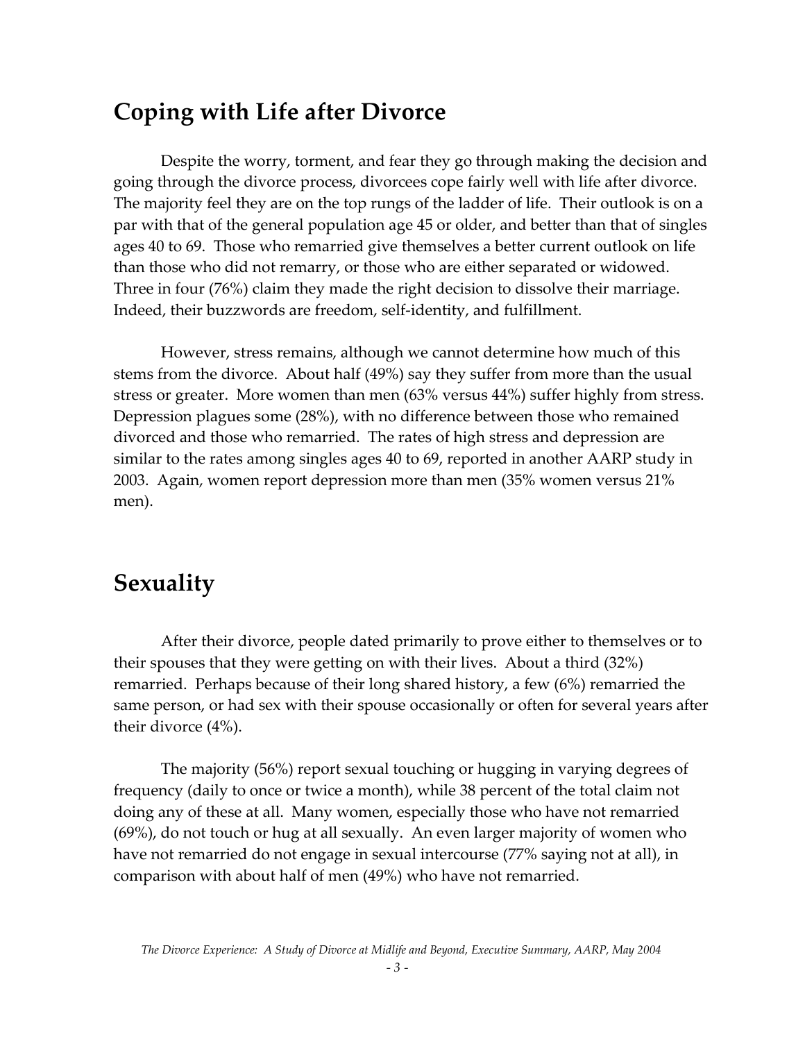## Coping with Life after Divorce

Despite the worry, torment, and fear they go through making the decision and going through the divorce process, divorcees cope fairly well with life after divorce. The majority feel they are on the top rungs of the ladder of life. Their outlook is on a par with that of the general population age 45 or older, and better than that of singles ages 40 to 69. Those who remarried give themselves a better current outlook on life than those who did not remarry, or those who are either separated or widowed. Three in four (76%) claim they made the right decision to dissolve their marriage. Indeed, their buzzwords are freedom, self-identity, and fulfillment.

However, stress remains, although we cannot determine how much of this stems from the divorce. About half (49%) say they suffer from more than the usual stress or greater. More women than men (63% versus 44%) suffer highly from stress. Depression plagues some (28%), with no difference between those who remained divorced and those who remarried. The rates of high stress and depression are similar to the rates among singles ages 40 to 69, reported in another AARP study in 2003. Again, women report depression more than men (35% women versus 21% men).

## Sexuality

After their divorce, people dated primarily to prove either to themselves or to their spouses that they were getting on with their lives. About a third (32%) remarried. Perhaps because of their long shared history, a few (6%) remarried the same person, or had sex with their spouse occasionally or often for several years after their divorce (4%).

The majority (56%) report sexual touching or hugging in varying degrees of frequency (daily to once or twice a month), while 38 percent of the total claim not doing any of these at all. Many women, especially those who have not remarried (69%), do not touch or hug at all sexually. An even larger majority of women who have not remarried do not engage in sexual intercourse (77% saying not at all), in comparison with about half of men (49%) who have not remarried.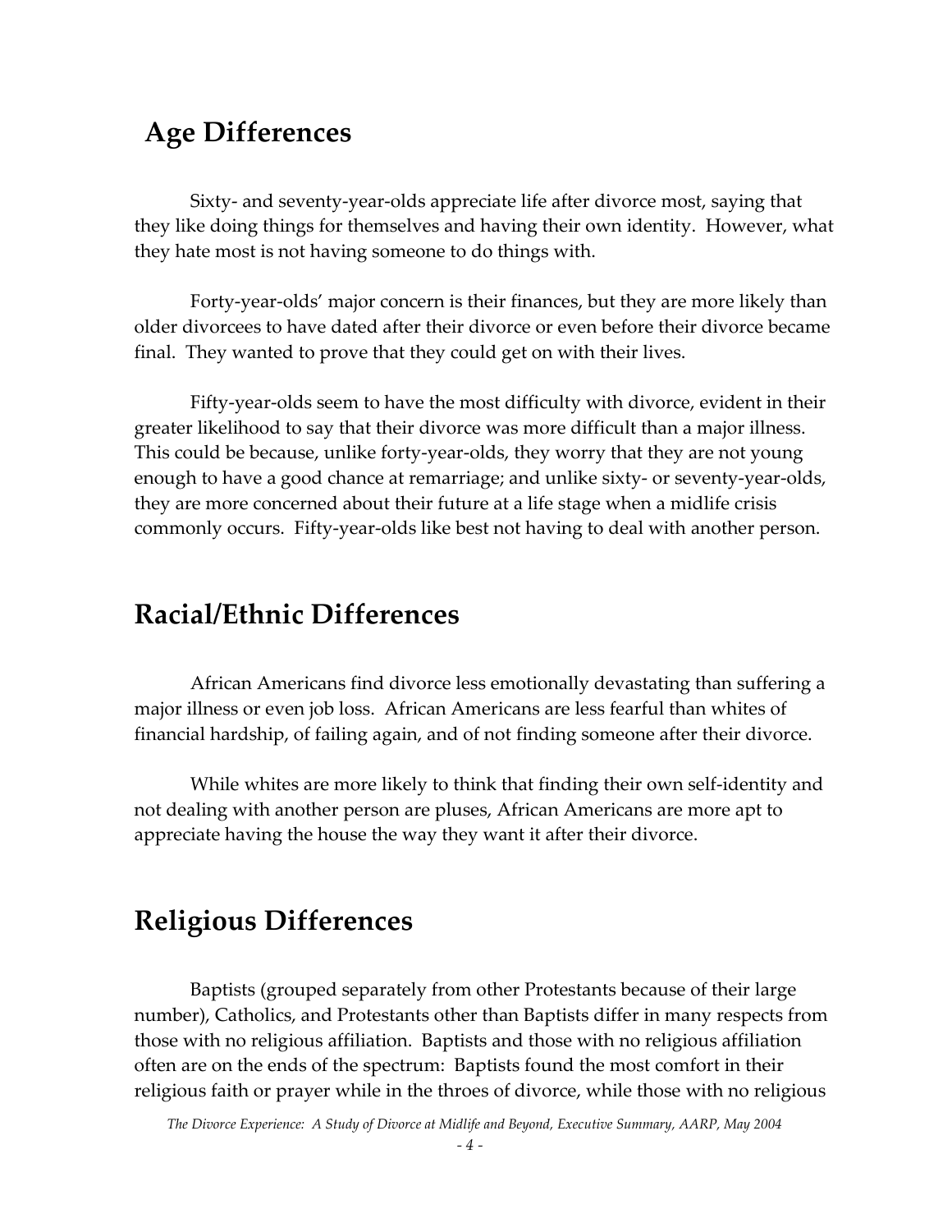## Age Differences

Sixty- and seventy-year-olds appreciate life after divorce most, saying that they like doing things for themselves and having their own identity. However, what they hate most is not having someone to do things with.

Forty-year-olds' major concern is their finances, but they are more likely than older divorcees to have dated after their divorce or even before their divorce became final. They wanted to prove that they could get on with their lives.

Fifty-year-olds seem to have the most difficulty with divorce, evident in their greater likelihood to say that their divorce was more difficult than a major illness. This could be because, unlike forty-year-olds, they worry that they are not young enough to have a good chance at remarriage; and unlike sixty- or seventy-year-olds, they are more concerned about their future at a life stage when a midlife crisis commonly occurs. Fifty-year-olds like best not having to deal with another person.

## Racial/Ethnic Differences

African Americans find divorce less emotionally devastating than suffering a major illness or even job loss. African Americans are less fearful than whites of financial hardship, of failing again, and of not finding someone after their divorce.

While whites are more likely to think that finding their own self-identity and not dealing with another person are pluses, African Americans are more apt to appreciate having the house the way they want it after their divorce.

## Religious Differences

Baptists (grouped separately from other Protestants because of their large number), Catholics, and Protestants other than Baptists differ in many respects from those with no religious affiliation. Baptists and those with no religious affiliation often are on the ends of the spectrum: Baptists found the most comfort in their religious faith or prayer while in the throes of divorce, while those with no religious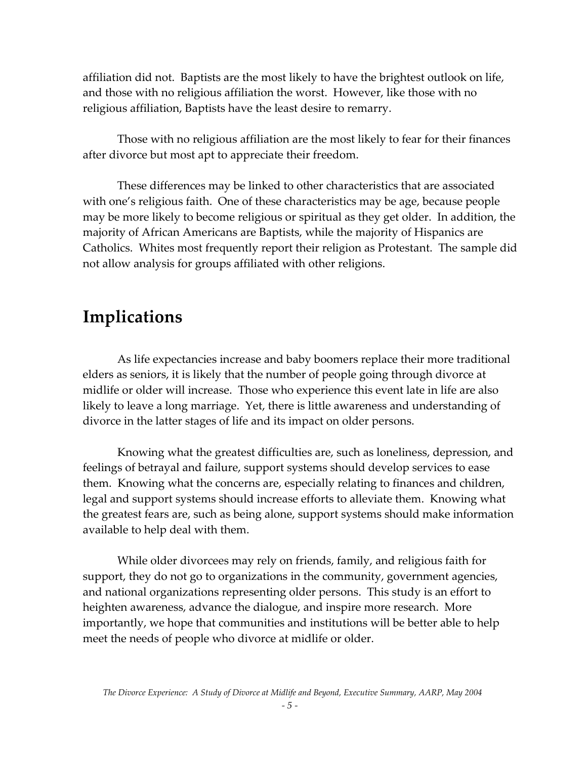affiliation did not. Baptists are the most likely to have the brightest outlook on life, and those with no religious affiliation the worst. However, like those with no religious affiliation, Baptists have the least desire to remarry.

Those with no religious affiliation are the most likely to fear for their finances after divorce but most apt to appreciate their freedom.

These differences may be linked to other characteristics that are associated with one's religious faith. One of these characteristics may be age, because people may be more likely to become religious or spiritual as they get older. In addition, the majority of African Americans are Baptists, while the majority of Hispanics are Catholics. Whites most frequently report their religion as Protestant. The sample did not allow analysis for groups affiliated with other religions.

## Implications

As life expectancies increase and baby boomers replace their more traditional elders as seniors, it is likely that the number of people going through divorce at midlife or older will increase. Those who experience this event late in life are also likely to leave a long marriage. Yet, there is little awareness and understanding of divorce in the latter stages of life and its impact on older persons.

Knowing what the greatest difficulties are, such as loneliness, depression, and feelings of betrayal and failure, support systems should develop services to ease them. Knowing what the concerns are, especially relating to finances and children, legal and support systems should increase efforts to alleviate them. Knowing what the greatest fears are, such as being alone, support systems should make information available to help deal with them.

While older divorcees may rely on friends, family, and religious faith for support, they do not go to organizations in the community, government agencies, and national organizations representing older persons. This study is an effort to heighten awareness, advance the dialogue, and inspire more research. More importantly, we hope that communities and institutions will be better able to help meet the needs of people who divorce at midlife or older.